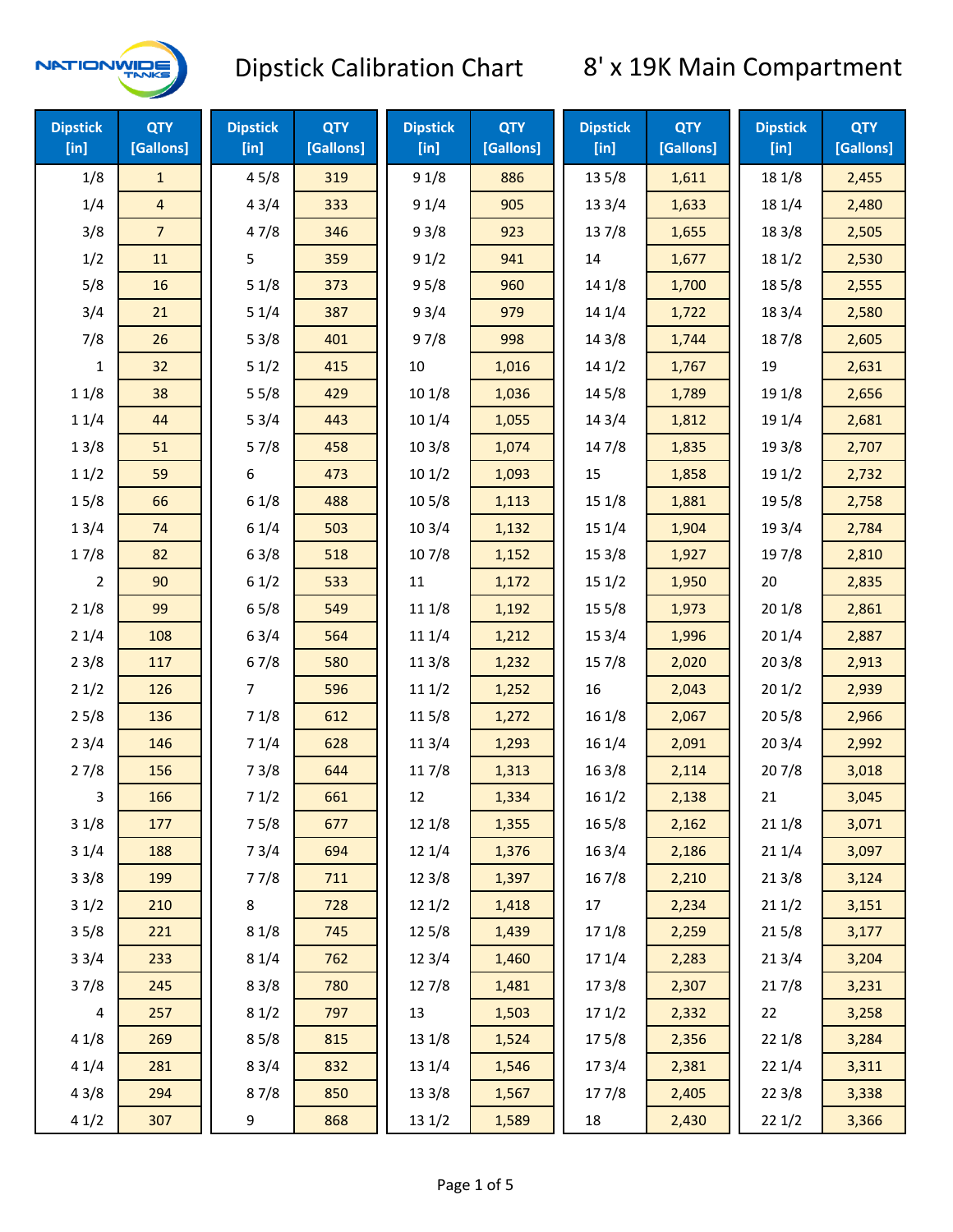# Dipstick Calibration Chart

## 8' x 19K Main Compartment

| Dipstick [in] | QTY [Gallons] | Dipstick [in] | QTY [Gallons] | Dipstick [in] | QTY [Gallons] | Dipstick [in] | QTY [Gallons] | Dipstick [in] | QTY [Gallons] |
|---|---|---|---|---|---|---|---|---|---|
| 1/8 | 1 | 4 5/8 | 319 | 9 1/8 | 886 | 13 5/8 | 1,611 | 18 1/8 | 2,455 |
| 1/4 | 4 | 4 3/4 | 333 | 9 1/4 | 905 | 13 3/4 | 1,633 | 18 1/4 | 2,480 |
| 3/8 | 7 | 4 7/8 | 346 | 9 3/8 | 923 | 13 7/8 | 1,655 | 18 3/8 | 2,505 |
| 1/2 | 11 | 5 | 359 | 9 1/2 | 941 | 14 | 1,677 | 18 1/2 | 2,530 |
| 5/8 | 16 | 5 1/8 | 373 | 9 5/8 | 960 | 14 1/8 | 1,700 | 18 5/8 | 2,555 |
| 3/4 | 21 | 5 1/4 | 387 | 9 3/4 | 979 | 14 1/4 | 1,722 | 18 3/4 | 2,580 |
| 7/8 | 26 | 5 3/8 | 401 | 9 7/8 | 998 | 14 3/8 | 1,744 | 18 7/8 | 2,605 |
| 1 | 32 | 5 1/2 | 415 | 10 | 1,016 | 14 1/2 | 1,767 | 19 | 2,631 |
| 1 1/8 | 38 | 5 5/8 | 429 | 10 1/8 | 1,036 | 14 5/8 | 1,789 | 19 1/8 | 2,656 |
| 1 1/4 | 44 | 5 3/4 | 443 | 10 1/4 | 1,055 | 14 3/4 | 1,812 | 19 1/4 | 2,681 |
| 1 3/8 | 51 | 5 7/8 | 458 | 10 3/8 | 1,074 | 14 7/8 | 1,835 | 19 3/8 | 2,707 |
| 1 1/2 | 59 | 6 | 473 | 10 1/2 | 1,093 | 15 | 1,858 | 19 1/2 | 2,732 |
| 1 5/8 | 66 | 6 1/8 | 488 | 10 5/8 | 1,113 | 15 1/8 | 1,881 | 19 5/8 | 2,758 |
| 1 3/4 | 74 | 6 1/4 | 503 | 10 3/4 | 1,132 | 15 1/4 | 1,904 | 19 3/4 | 2,784 |
| 1 7/8 | 82 | 6 3/8 | 518 | 10 7/8 | 1,152 | 15 3/8 | 1,927 | 19 7/8 | 2,810 |
| 2 | 90 | 6 1/2 | 533 | 11 | 1,172 | 15 1/2 | 1,950 | 20 | 2,835 |
| 2 1/8 | 99 | 6 5/8 | 549 | 11 1/8 | 1,192 | 15 5/8 | 1,973 | 20 1/8 | 2,861 |
| 2 1/4 | 108 | 6 3/4 | 564 | 11 1/4 | 1,212 | 15 3/4 | 1,996 | 20 1/4 | 2,887 |
| 2 3/8 | 117 | 6 7/8 | 580 | 11 3/8 | 1,232 | 15 7/8 | 2,020 | 20 3/8 | 2,913 |
| 2 1/2 | 126 | 7 | 596 | 11 1/2 | 1,252 | 16 | 2,043 | 20 1/2 | 2,939 |
| 2 5/8 | 136 | 7 1/8 | 612 | 11 5/8 | 1,272 | 16 1/8 | 2,067 | 20 5/8 | 2,966 |
| 2 3/4 | 146 | 7 1/4 | 628 | 11 3/4 | 1,293 | 16 1/4 | 2,091 | 20 3/4 | 2,992 |
| 2 7/8 | 156 | 7 3/8 | 644 | 11 7/8 | 1,313 | 16 3/8 | 2,114 | 20 7/8 | 3,018 |
| 3 | 166 | 7 1/2 | 661 | 12 | 1,334 | 16 1/2 | 2,138 | 21 | 3,045 |
| 3 1/8 | 177 | 7 5/8 | 677 | 12 1/8 | 1,355 | 16 5/8 | 2,162 | 21 1/8 | 3,071 |
| 3 1/4 | 188 | 7 3/4 | 694 | 12 1/4 | 1,376 | 16 3/4 | 2,186 | 21 1/4 | 3,097 |
| 3 3/8 | 199 | 7 7/8 | 711 | 12 3/8 | 1,397 | 16 7/8 | 2,210 | 21 3/8 | 3,124 |
| 3 1/2 | 210 | 8 | 728 | 12 1/2 | 1,418 | 17 | 2,234 | 21 1/2 | 3,151 |
| 3 5/8 | 221 | 8 1/8 | 745 | 12 5/8 | 1,439 | 17 1/8 | 2,259 | 21 5/8 | 3,177 |
| 3 3/4 | 233 | 8 1/4 | 762 | 12 3/4 | 1,460 | 17 1/4 | 2,283 | 21 3/4 | 3,204 |
| 3 7/8 | 245 | 8 3/8 | 780 | 12 7/8 | 1,481 | 17 3/8 | 2,307 | 21 7/8 | 3,231 |
| 4 | 257 | 8 1/2 | 797 | 13 | 1,503 | 17 1/2 | 2,332 | 22 | 3,258 |
| 4 1/8 | 269 | 8 5/8 | 815 | 13 1/8 | 1,524 | 17 5/8 | 2,356 | 22 1/8 | 3,284 |
| 4 1/4 | 281 | 8 3/4 | 832 | 13 1/4 | 1,546 | 17 3/4 | 2,381 | 22 1/4 | 3,311 |
| 4 3/8 | 294 | 8 7/8 | 850 | 13 3/8 | 1,567 | 17 7/8 | 2,405 | 22 3/8 | 3,338 |
| 4 1/2 | 307 | 9 | 868 | 13 1/2 | 1,589 | 18 | 2,430 | 22 1/2 | 3,366 |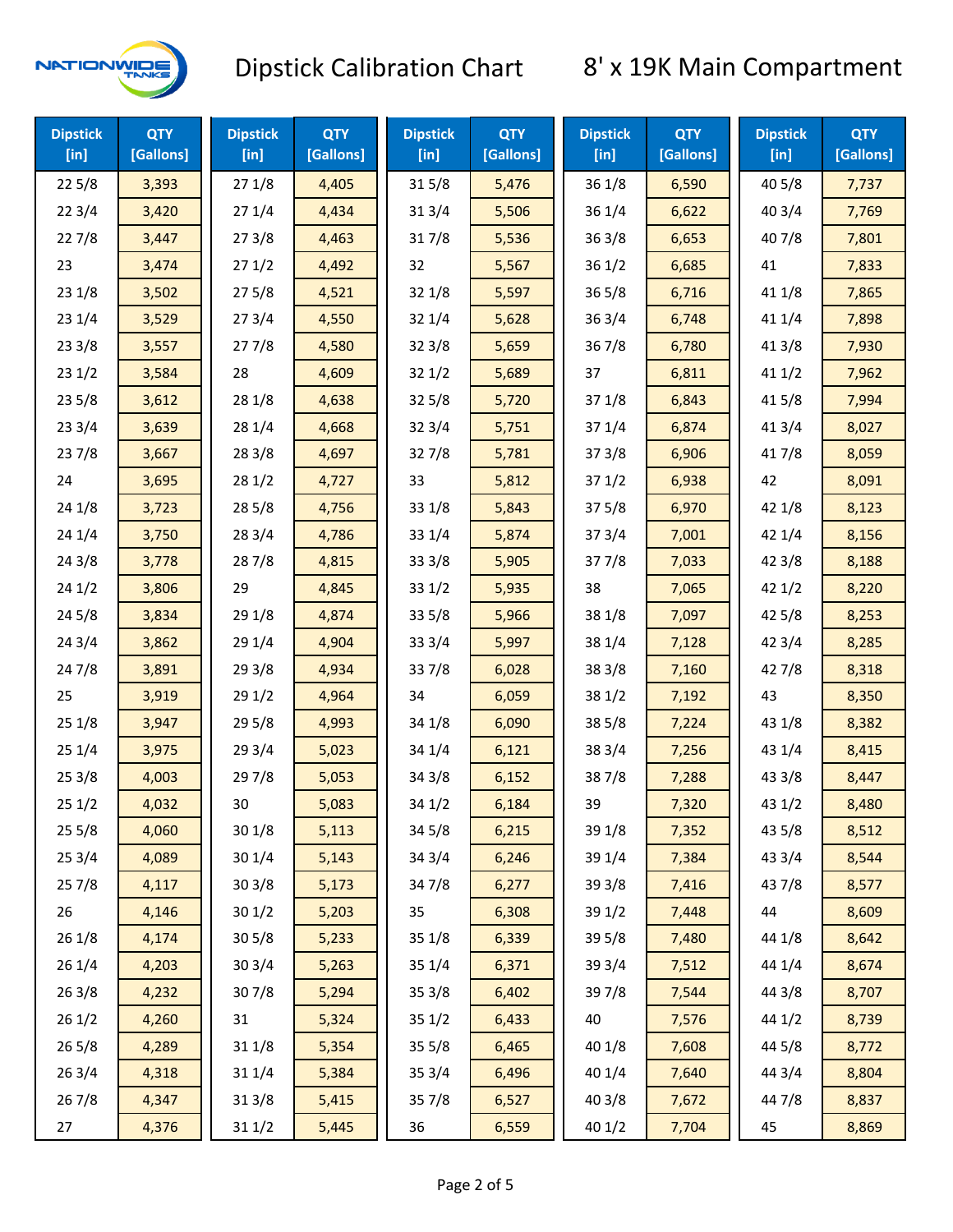# Dipstick Calibration Chart

## 8' x 19K Main Compartment

| Dipstick [in] | QTY [Gallons] | Dipstick [in] | QTY [Gallons] | Dipstick [in] | QTY [Gallons] | Dipstick [in] | QTY [Gallons] | Dipstick [in] | QTY [Gallons] |
|---|---|---|---|---|---|---|---|---|---|
| 22 5/8 | 3,393 | 27 1/8 | 4,405 | 31 5/8 | 5,476 | 36 1/8 | 6,590 | 40 5/8 | 7,737 |
| 22 3/4 | 3,420 | 27 1/4 | 4,434 | 31 3/4 | 5,506 | 36 1/4 | 6,622 | 40 3/4 | 7,769 |
| 22 7/8 | 3,447 | 27 3/8 | 4,463 | 31 7/8 | 5,536 | 36 3/8 | 6,653 | 40 7/8 | 7,801 |
| 23 | 3,474 | 27 1/2 | 4,492 | 32 | 5,567 | 36 1/2 | 6,685 | 41 | 7,833 |
| 23 1/8 | 3,502 | 27 5/8 | 4,521 | 32 1/8 | 5,597 | 36 5/8 | 6,716 | 41 1/8 | 7,865 |
| 23 1/4 | 3,529 | 27 3/4 | 4,550 | 32 1/4 | 5,628 | 36 3/4 | 6,748 | 41 1/4 | 7,898 |
| 23 3/8 | 3,557 | 27 7/8 | 4,580 | 32 3/8 | 5,659 | 36 7/8 | 6,780 | 41 3/8 | 7,930 |
| 23 1/2 | 3,584 | 28 | 4,609 | 32 1/2 | 5,689 | 37 | 6,811 | 41 1/2 | 7,962 |
| 23 5/8 | 3,612 | 28 1/8 | 4,638 | 32 5/8 | 5,720 | 37 1/8 | 6,843 | 41 5/8 | 7,994 |
| 23 3/4 | 3,639 | 28 1/4 | 4,668 | 32 3/4 | 5,751 | 37 1/4 | 6,874 | 41 3/4 | 8,027 |
| 23 7/8 | 3,667 | 28 3/8 | 4,697 | 32 7/8 | 5,781 | 37 3/8 | 6,906 | 41 7/8 | 8,059 |
| 24 | 3,695 | 28 1/2 | 4,727 | 33 | 5,812 | 37 1/2 | 6,938 | 42 | 8,091 |
| 24 1/8 | 3,723 | 28 5/8 | 4,756 | 33 1/8 | 5,843 | 37 5/8 | 6,970 | 42 1/8 | 8,123 |
| 24 1/4 | 3,750 | 28 3/4 | 4,786 | 33 1/4 | 5,874 | 37 3/4 | 7,001 | 42 1/4 | 8,156 |
| 24 3/8 | 3,778 | 28 7/8 | 4,815 | 33 3/8 | 5,905 | 37 7/8 | 7,033 | 42 3/8 | 8,188 |
| 24 1/2 | 3,806 | 29 | 4,845 | 33 1/2 | 5,935 | 38 | 7,065 | 42 1/2 | 8,220 |
| 24 5/8 | 3,834 | 29 1/8 | 4,874 | 33 5/8 | 5,966 | 38 1/8 | 7,097 | 42 5/8 | 8,253 |
| 24 3/4 | 3,862 | 29 1/4 | 4,904 | 33 3/4 | 5,997 | 38 1/4 | 7,128 | 42 3/4 | 8,285 |
| 24 7/8 | 3,891 | 29 3/8 | 4,934 | 33 7/8 | 6,028 | 38 3/8 | 7,160 | 42 7/8 | 8,318 |
| 25 | 3,919 | 29 1/2 | 4,964 | 34 | 6,059 | 38 1/2 | 7,192 | 43 | 8,350 |
| 25 1/8 | 3,947 | 29 5/8 | 4,993 | 34 1/8 | 6,090 | 38 5/8 | 7,224 | 43 1/8 | 8,382 |
| 25 1/4 | 3,975 | 29 3/4 | 5,023 | 34 1/4 | 6,121 | 38 3/4 | 7,256 | 43 1/4 | 8,415 |
| 25 3/8 | 4,003 | 29 7/8 | 5,053 | 34 3/8 | 6,152 | 38 7/8 | 7,288 | 43 3/8 | 8,447 |
| 25 1/2 | 4,032 | 30 | 5,083 | 34 1/2 | 6,184 | 39 | 7,320 | 43 1/2 | 8,480 |
| 25 5/8 | 4,060 | 30 1/8 | 5,113 | 34 5/8 | 6,215 | 39 1/8 | 7,352 | 43 5/8 | 8,512 |
| 25 3/4 | 4,089 | 30 1/4 | 5,143 | 34 3/4 | 6,246 | 39 1/4 | 7,384 | 43 3/4 | 8,544 |
| 25 7/8 | 4,117 | 30 3/8 | 5,173 | 34 7/8 | 6,277 | 39 3/8 | 7,416 | 43 7/8 | 8,577 |
| 26 | 4,146 | 30 1/2 | 5,203 | 35 | 6,308 | 39 1/2 | 7,448 | 44 | 8,609 |
| 26 1/8 | 4,174 | 30 5/8 | 5,233 | 35 1/8 | 6,339 | 39 5/8 | 7,480 | 44 1/8 | 8,642 |
| 26 1/4 | 4,203 | 30 3/4 | 5,263 | 35 1/4 | 6,371 | 39 3/4 | 7,512 | 44 1/4 | 8,674 |
| 26 3/8 | 4,232 | 30 7/8 | 5,294 | 35 3/8 | 6,402 | 39 7/8 | 7,544 | 44 3/8 | 8,707 |
| 26 1/2 | 4,260 | 31 | 5,324 | 35 1/2 | 6,433 | 40 | 7,576 | 44 1/2 | 8,739 |
| 26 5/8 | 4,289 | 31 1/8 | 5,354 | 35 5/8 | 6,465 | 40 1/8 | 7,608 | 44 5/8 | 8,772 |
| 26 3/4 | 4,318 | 31 1/4 | 5,384 | 35 3/4 | 6,496 | 40 1/4 | 7,640 | 44 3/4 | 8,804 |
| 26 7/8 | 4,347 | 31 3/8 | 5,415 | 35 7/8 | 6,527 | 40 3/8 | 7,672 | 44 7/8 | 8,837 |
| 27 | 4,376 | 31 1/2 | 5,445 | 36 | 6,559 | 40 1/2 | 7,704 | 45 | 8,869 |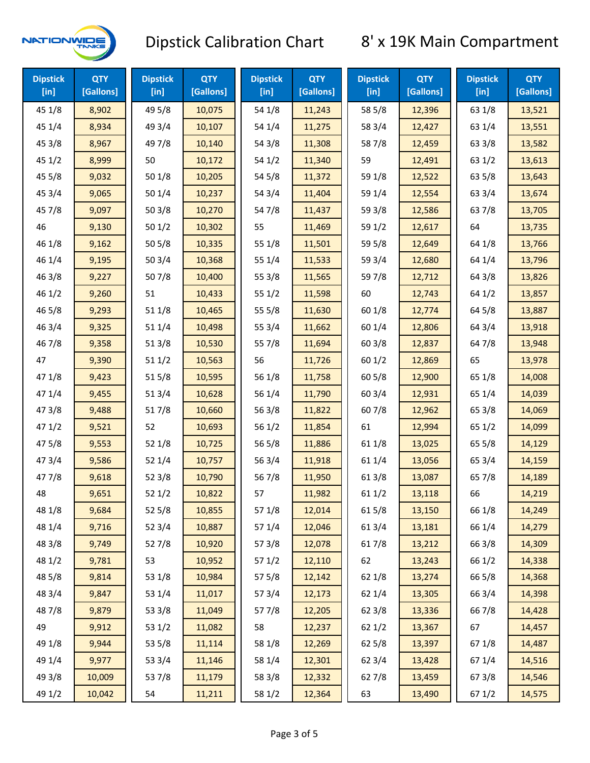# Dipstick Calibration Chart

## 8' x 19K Main Compartment

| Dipstick [in] | QTY [Gallons] | Dipstick [in] | QTY [Gallons] | Dipstick [in] | QTY [Gallons] | Dipstick [in] | QTY [Gallons] | Dipstick [in] | QTY [Gallons] |
|---|---|---|---|---|---|---|---|---|---|
| 45 1/8 | 8,902 | 49 5/8 | 10,075 | 54 1/8 | 11,243 | 58 5/8 | 12,396 | 63 1/8 | 13,521 |
| 45 1/4 | 8,934 | 49 3/4 | 10,107 | 54 1/4 | 11,275 | 58 3/4 | 12,427 | 63 1/4 | 13,551 |
| 45 3/8 | 8,967 | 49 7/8 | 10,140 | 54 3/8 | 11,308 | 58 7/8 | 12,459 | 63 3/8 | 13,582 |
| 45 1/2 | 8,999 | 50 | 10,172 | 54 1/2 | 11,340 | 59 | 12,491 | 63 1/2 | 13,613 |
| 45 5/8 | 9,032 | 50 1/8 | 10,205 | 54 5/8 | 11,372 | 59 1/8 | 12,522 | 63 5/8 | 13,643 |
| 45 3/4 | 9,065 | 50 1/4 | 10,237 | 54 3/4 | 11,404 | 59 1/4 | 12,554 | 63 3/4 | 13,674 |
| 45 7/8 | 9,097 | 50 3/8 | 10,270 | 54 7/8 | 11,437 | 59 3/8 | 12,586 | 63 7/8 | 13,705 |
| 46 | 9,130 | 50 1/2 | 10,302 | 55 | 11,469 | 59 1/2 | 12,617 | 64 | 13,735 |
| 46 1/8 | 9,162 | 50 5/8 | 10,335 | 55 1/8 | 11,501 | 59 5/8 | 12,649 | 64 1/8 | 13,766 |
| 46 1/4 | 9,195 | 50 3/4 | 10,368 | 55 1/4 | 11,533 | 59 3/4 | 12,680 | 64 1/4 | 13,796 |
| 46 3/8 | 9,227 | 50 7/8 | 10,400 | 55 3/8 | 11,565 | 59 7/8 | 12,712 | 64 3/8 | 13,826 |
| 46 1/2 | 9,260 | 51 | 10,433 | 55 1/2 | 11,598 | 60 | 12,743 | 64 1/2 | 13,857 |
| 46 5/8 | 9,293 | 51 1/8 | 10,465 | 55 5/8 | 11,630 | 60 1/8 | 12,774 | 64 5/8 | 13,887 |
| 46 3/4 | 9,325 | 51 1/4 | 10,498 | 55 3/4 | 11,662 | 60 1/4 | 12,806 | 64 3/4 | 13,918 |
| 46 7/8 | 9,358 | 51 3/8 | 10,530 | 55 7/8 | 11,694 | 60 3/8 | 12,837 | 64 7/8 | 13,948 |
| 47 | 9,390 | 51 1/2 | 10,563 | 56 | 11,726 | 60 1/2 | 12,869 | 65 | 13,978 |
| 47 1/8 | 9,423 | 51 5/8 | 10,595 | 56 1/8 | 11,758 | 60 5/8 | 12,900 | 65 1/8 | 14,008 |
| 47 1/4 | 9,455 | 51 3/4 | 10,628 | 56 1/4 | 11,790 | 60 3/4 | 12,931 | 65 1/4 | 14,039 |
| 47 3/8 | 9,488 | 51 7/8 | 10,660 | 56 3/8 | 11,822 | 60 7/8 | 12,962 | 65 3/8 | 14,069 |
| 47 1/2 | 9,521 | 52 | 10,693 | 56 1/2 | 11,854 | 61 | 12,994 | 65 1/2 | 14,099 |
| 47 5/8 | 9,553 | 52 1/8 | 10,725 | 56 5/8 | 11,886 | 61 1/8 | 13,025 | 65 5/8 | 14,129 |
| 47 3/4 | 9,586 | 52 1/4 | 10,757 | 56 3/4 | 11,918 | 61 1/4 | 13,056 | 65 3/4 | 14,159 |
| 47 7/8 | 9,618 | 52 3/8 | 10,790 | 56 7/8 | 11,950 | 61 3/8 | 13,087 | 65 7/8 | 14,189 |
| 48 | 9,651 | 52 1/2 | 10,822 | 57 | 11,982 | 61 1/2 | 13,118 | 66 | 14,219 |
| 48 1/8 | 9,684 | 52 5/8 | 10,855 | 57 1/8 | 12,014 | 61 5/8 | 13,150 | 66 1/8 | 14,249 |
| 48 1/4 | 9,716 | 52 3/4 | 10,887 | 57 1/4 | 12,046 | 61 3/4 | 13,181 | 66 1/4 | 14,279 |
| 48 3/8 | 9,749 | 52 7/8 | 10,920 | 57 3/8 | 12,078 | 61 7/8 | 13,212 | 66 3/8 | 14,309 |
| 48 1/2 | 9,781 | 53 | 10,952 | 57 1/2 | 12,110 | 62 | 13,243 | 66 1/2 | 14,338 |
| 48 5/8 | 9,814 | 53 1/8 | 10,984 | 57 5/8 | 12,142 | 62 1/8 | 13,274 | 66 5/8 | 14,368 |
| 48 3/4 | 9,847 | 53 1/4 | 11,017 | 57 3/4 | 12,173 | 62 1/4 | 13,305 | 66 3/4 | 14,398 |
| 48 7/8 | 9,879 | 53 3/8 | 11,049 | 57 7/8 | 12,205 | 62 3/8 | 13,336 | 66 7/8 | 14,428 |
| 49 | 9,912 | 53 1/2 | 11,082 | 58 | 12,237 | 62 1/2 | 13,367 | 67 | 14,457 |
| 49 1/8 | 9,944 | 53 5/8 | 11,114 | 58 1/8 | 12,269 | 62 5/8 | 13,397 | 67 1/8 | 14,487 |
| 49 1/4 | 9,977 | 53 3/4 | 11,146 | 58 1/4 | 12,301 | 62 3/4 | 13,428 | 67 1/4 | 14,516 |
| 49 3/8 | 10,009 | 53 7/8 | 11,179 | 58 3/8 | 12,332 | 62 7/8 | 13,459 | 67 3/8 | 14,546 |
| 49 1/2 | 10,042 | 54 | 11,211 | 58 1/2 | 12,364 | 63 | 13,490 | 67 1/2 | 14,575 |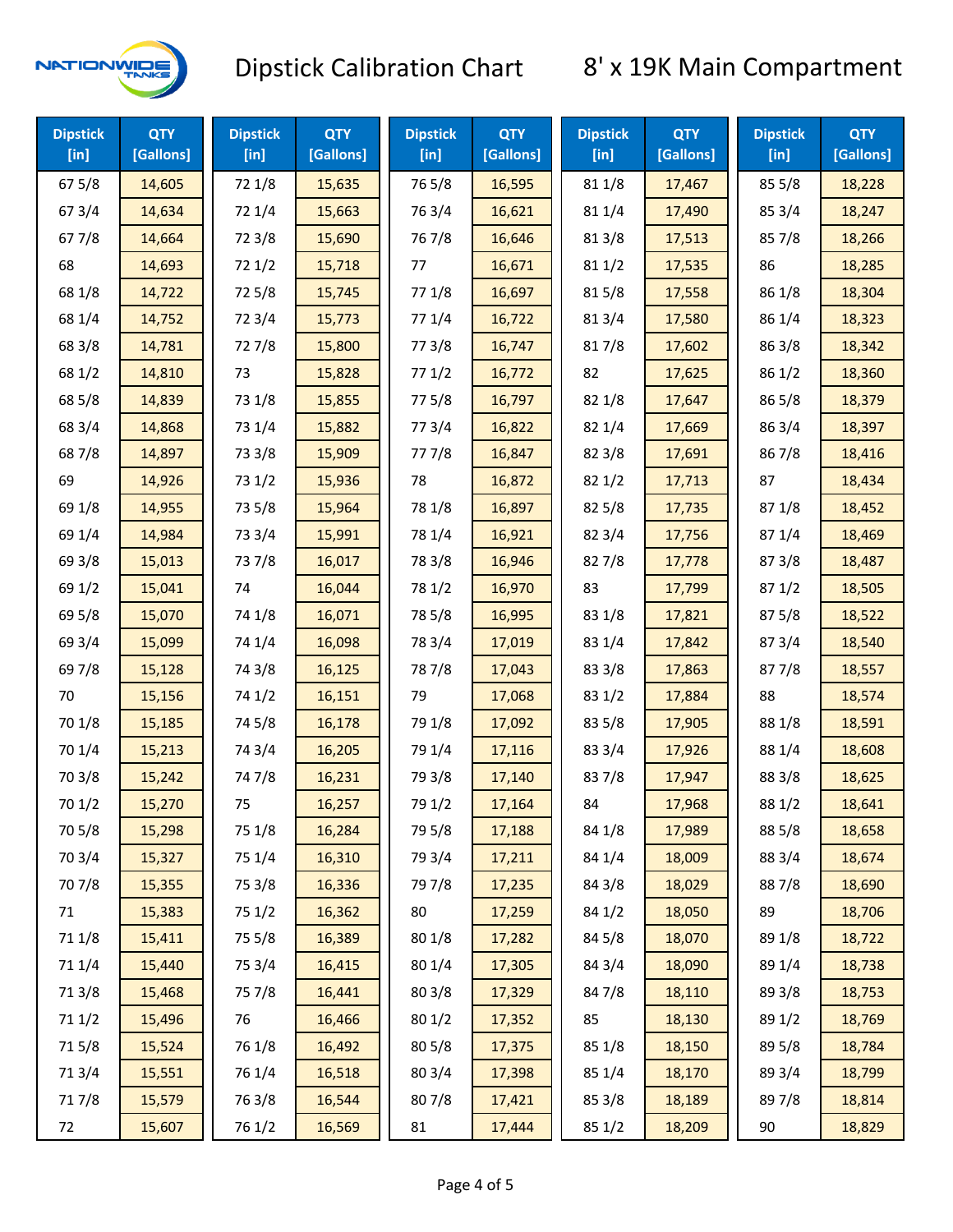# Dipstick Calibration Chart

## 8' x 19K Main Compartment

| Dipstick [in] | QTY [Gallons] | Dipstick [in] | QTY [Gallons] | Dipstick [in] | QTY [Gallons] | Dipstick [in] | QTY [Gallons] | Dipstick [in] | QTY [Gallons] |
|---|---|---|---|---|---|---|---|---|---|
| 67 5/8 | 14,605 | 72 1/8 | 15,635 | 76 5/8 | 16,595 | 81 1/8 | 17,467 | 85 5/8 | 18,228 |
| 67 3/4 | 14,634 | 72 1/4 | 15,663 | 76 3/4 | 16,621 | 81 1/4 | 17,490 | 85 3/4 | 18,247 |
| 67 7/8 | 14,664 | 72 3/8 | 15,690 | 76 7/8 | 16,646 | 81 3/8 | 17,513 | 85 7/8 | 18,266 |
| 68 | 14,693 | 72 1/2 | 15,718 | 77 | 16,671 | 81 1/2 | 17,535 | 86 | 18,285 |
| 68 1/8 | 14,722 | 72 5/8 | 15,745 | 77 1/8 | 16,697 | 81 5/8 | 17,558 | 86 1/8 | 18,304 |
| 68 1/4 | 14,752 | 72 3/4 | 15,773 | 77 1/4 | 16,722 | 81 3/4 | 17,580 | 86 1/4 | 18,323 |
| 68 3/8 | 14,781 | 72 7/8 | 15,800 | 77 3/8 | 16,747 | 81 7/8 | 17,602 | 86 3/8 | 18,342 |
| 68 1/2 | 14,810 | 73 | 15,828 | 77 1/2 | 16,772 | 82 | 17,625 | 86 1/2 | 18,360 |
| 68 5/8 | 14,839 | 73 1/8 | 15,855 | 77 5/8 | 16,797 | 82 1/8 | 17,647 | 86 5/8 | 18,379 |
| 68 3/4 | 14,868 | 73 1/4 | 15,882 | 77 3/4 | 16,822 | 82 1/4 | 17,669 | 86 3/4 | 18,397 |
| 68 7/8 | 14,897 | 73 3/8 | 15,909 | 77 7/8 | 16,847 | 82 3/8 | 17,691 | 86 7/8 | 18,416 |
| 69 | 14,926 | 73 1/2 | 15,936 | 78 | 16,872 | 82 1/2 | 17,713 | 87 | 18,434 |
| 69 1/8 | 14,955 | 73 5/8 | 15,964 | 78 1/8 | 16,897 | 82 5/8 | 17,735 | 87 1/8 | 18,452 |
| 69 1/4 | 14,984 | 73 3/4 | 15,991 | 78 1/4 | 16,921 | 82 3/4 | 17,756 | 87 1/4 | 18,469 |
| 69 3/8 | 15,013 | 73 7/8 | 16,017 | 78 3/8 | 16,946 | 82 7/8 | 17,778 | 87 3/8 | 18,487 |
| 69 1/2 | 15,041 | 74 | 16,044 | 78 1/2 | 16,970 | 83 | 17,799 | 87 1/2 | 18,505 |
| 69 5/8 | 15,070 | 74 1/8 | 16,071 | 78 5/8 | 16,995 | 83 1/8 | 17,821 | 87 5/8 | 18,522 |
| 69 3/4 | 15,099 | 74 1/4 | 16,098 | 78 3/4 | 17,019 | 83 1/4 | 17,842 | 87 3/4 | 18,540 |
| 69 7/8 | 15,128 | 74 3/8 | 16,125 | 78 7/8 | 17,043 | 83 3/8 | 17,863 | 87 7/8 | 18,557 |
| 70 | 15,156 | 74 1/2 | 16,151 | 79 | 17,068 | 83 1/2 | 17,884 | 88 | 18,574 |
| 70 1/8 | 15,185 | 74 5/8 | 16,178 | 79 1/8 | 17,092 | 83 5/8 | 17,905 | 88 1/8 | 18,591 |
| 70 1/4 | 15,213 | 74 3/4 | 16,205 | 79 1/4 | 17,116 | 83 3/4 | 17,926 | 88 1/4 | 18,608 |
| 70 3/8 | 15,242 | 74 7/8 | 16,231 | 79 3/8 | 17,140 | 83 7/8 | 17,947 | 88 3/8 | 18,625 |
| 70 1/2 | 15,270 | 75 | 16,257 | 79 1/2 | 17,164 | 84 | 17,968 | 88 1/2 | 18,641 |
| 70 5/8 | 15,298 | 75 1/8 | 16,284 | 79 5/8 | 17,188 | 84 1/8 | 17,989 | 88 5/8 | 18,658 |
| 70 3/4 | 15,327 | 75 1/4 | 16,310 | 79 3/4 | 17,211 | 84 1/4 | 18,009 | 88 3/4 | 18,674 |
| 70 7/8 | 15,355 | 75 3/8 | 16,336 | 79 7/8 | 17,235 | 84 3/8 | 18,029 | 88 7/8 | 18,690 |
| 71 | 15,383 | 75 1/2 | 16,362 | 80 | 17,259 | 84 1/2 | 18,050 | 89 | 18,706 |
| 71 1/8 | 15,411 | 75 5/8 | 16,389 | 80 1/8 | 17,282 | 84 5/8 | 18,070 | 89 1/8 | 18,722 |
| 71 1/4 | 15,440 | 75 3/4 | 16,415 | 80 1/4 | 17,305 | 84 3/4 | 18,090 | 89 1/4 | 18,738 |
| 71 3/8 | 15,468 | 75 7/8 | 16,441 | 80 3/8 | 17,329 | 84 7/8 | 18,110 | 89 3/8 | 18,753 |
| 71 1/2 | 15,496 | 76 | 16,466 | 80 1/2 | 17,352 | 85 | 18,130 | 89 1/2 | 18,769 |
| 71 5/8 | 15,524 | 76 1/8 | 16,492 | 80 5/8 | 17,375 | 85 1/8 | 18,150 | 89 5/8 | 18,784 |
| 71 3/4 | 15,551 | 76 1/4 | 16,518 | 80 3/4 | 17,398 | 85 1/4 | 18,170 | 89 3/4 | 18,799 |
| 71 7/8 | 15,579 | 76 3/8 | 16,544 | 80 7/8 | 17,421 | 85 3/8 | 18,189 | 89 7/8 | 18,814 |
| 72 | 15,607 | 76 1/2 | 16,569 | 81 | 17,444 | 85 1/2 | 18,209 | 90 | 18,829 |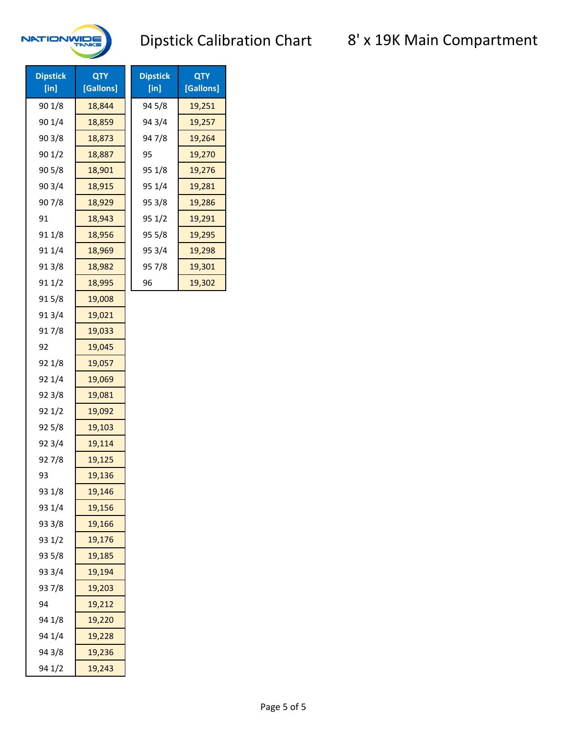NATIONWIDE TANKS

# Dipstick Calibration Chart

## 8' x 19K Main Compartment

| Dipstick [in] | QTY [Gallons] |
|---|---|
| 90 1/8 | 18,844 |
| 90 1/4 | 18,859 |
| 90 3/8 | 18,873 |
| 90 1/2 | 18,887 |
| 90 5/8 | 18,901 |
| 90 3/4 | 18,915 |
| 90 7/8 | 18,929 |
| 91 | 18,943 |
| 91 1/8 | 18,956 |
| 91 1/4 | 18,969 |
| 91 3/8 | 18,982 |
| 91 1/2 | 18,995 |
| 91 5/8 | 19,008 |
| 91 3/4 | 19,021 |
| 91 7/8 | 19,033 |
| 92 | 19,045 |
| 92 1/8 | 19,057 |
| 92 1/4 | 19,069 |
| 92 3/8 | 19,081 |
| 92 1/2 | 19,092 |
| 92 5/8 | 19,103 |
| 92 3/4 | 19,114 |
| 92 7/8 | 19,125 |
| 93 | 19,136 |
| 93 1/8 | 19,146 |
| 93 1/4 | 19,156 |
| 93 3/8 | 19,166 |
| 93 1/2 | 19,176 |
| 93 5/8 | 19,185 |
| 93 3/4 | 19,194 |
| 93 7/8 | 19,203 |
| 94 | 19,212 |
| 94 1/8 | 19,220 |
| 94 1/4 | 19,228 |
| 94 3/8 | 19,236 |
| 94 1/2 | 19,243 |
| 94 5/8 | 19,251 |
| 94 3/4 | 19,257 |
| 94 7/8 | 19,264 |
| 95 | 19,270 |
| 95 1/8 | 19,276 |
| 95 1/4 | 19,281 |
| 95 3/8 | 19,286 |
| 95 1/2 | 19,291 |
| 95 5/8 | 19,295 |
| 95 3/4 | 19,298 |
| 95 7/8 | 19,301 |
| 96 | 19,302 |